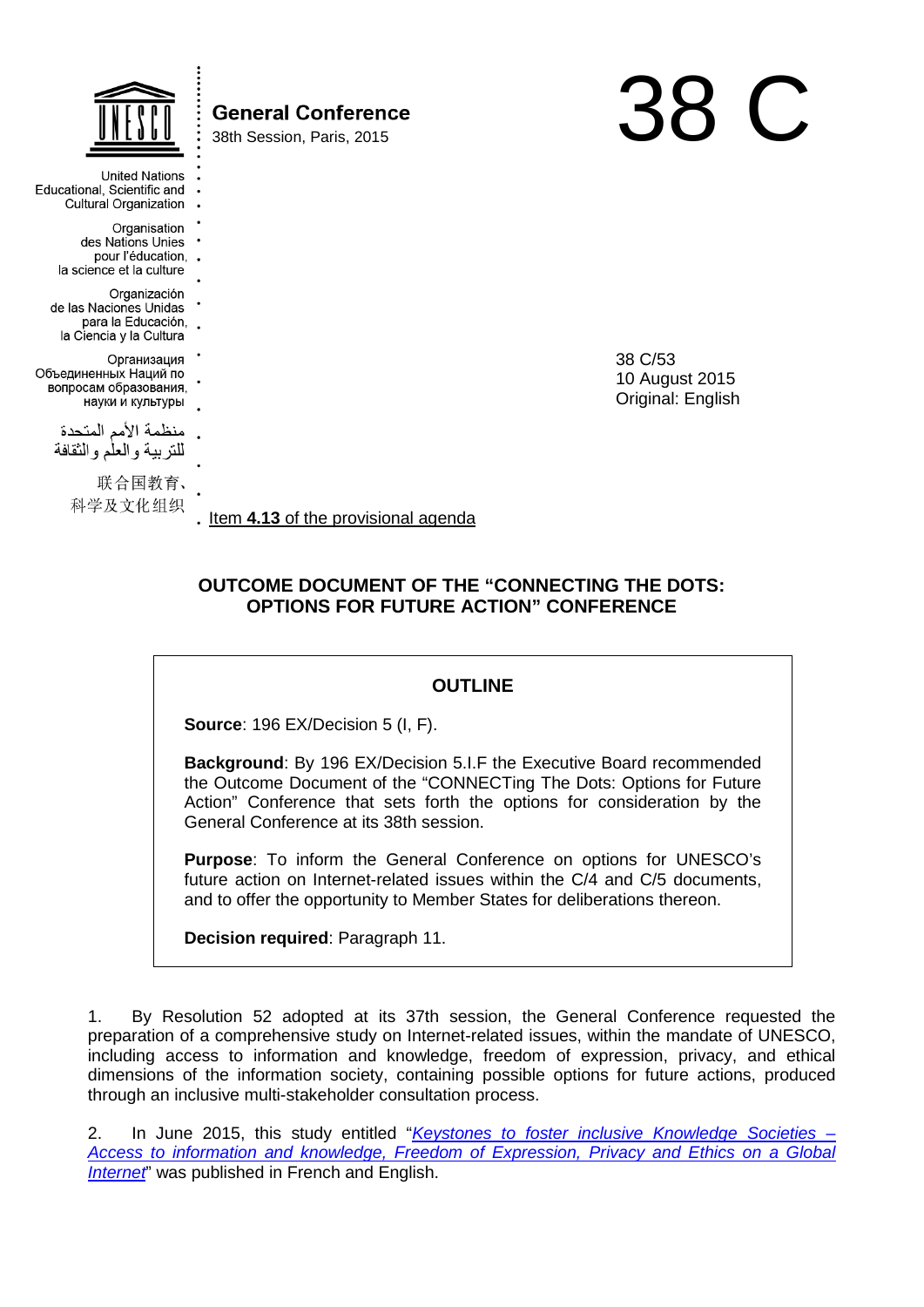United Nations Educational, Scientific and Cultural Organization

Organisation des Nations Unies pour l'éducation, la science et la culture

Organización de las Naciones Unidas para la Educación, la Ciencia y la Cultura

Организация Объединенных Наций по вопросам образования, науки и культуры

منظمة الأمم المتحدة للتربية والعلم والثقافة

联合国教育、科学及文化组织

**General Conference**
38th Session, Paris, 2015

# 38 C

38 C/53
10 August 2015
Original: English

Item **4.13** of the provisional agenda

## OUTCOME DOCUMENT OF THE "CONNECTING THE DOTS: OPTIONS FOR FUTURE ACTION" CONFERENCE

### OUTLINE

**Source**: 196 EX/Decision 5 (I, F).

**Background**: By 196 EX/Decision 5.I.F the Executive Board recommended the Outcome Document of the "CONNECTing The Dots: Options for Future Action" Conference that sets forth the options for consideration by the General Conference at its 38th session.

**Purpose**: To inform the General Conference on options for UNESCO's future action on Internet-related issues within the C/4 and C/5 documents, and to offer the opportunity to Member States for deliberations thereon.

**Decision required**: Paragraph 11.

1. By Resolution 52 adopted at its 37th session, the General Conference requested the preparation of a comprehensive study on Internet-related issues, within the mandate of UNESCO, including access to information and knowledge, freedom of expression, privacy, and ethical dimensions of the information society, containing possible options for future actions, produced through an inclusive multi-stakeholder consultation process.

2. In June 2015, this study entitled "*Keystones to foster inclusive Knowledge Societies – Access to information and knowledge, Freedom of Expression, Privacy and Ethics on a Global Internet*" was published in French and English.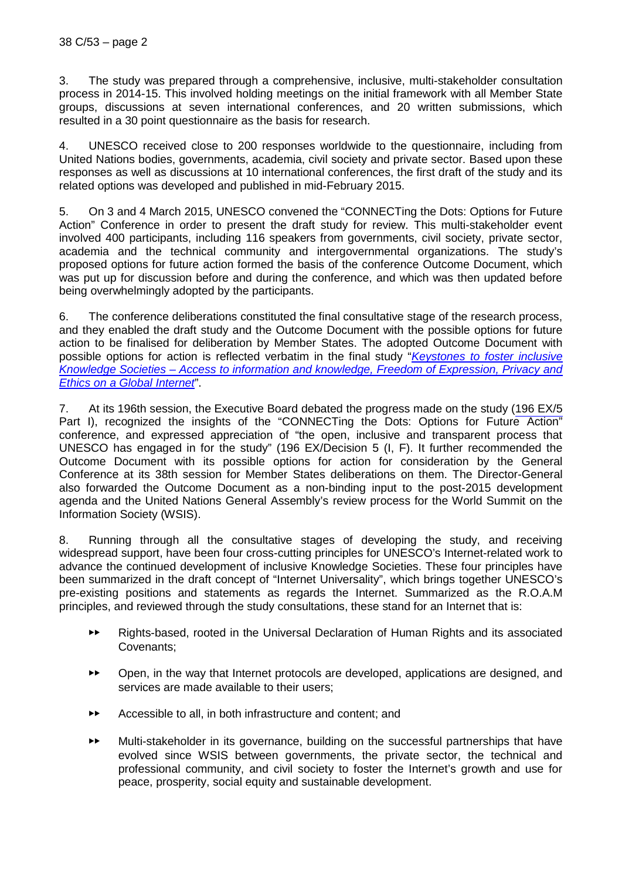3. The study was prepared through a comprehensive, inclusive, multi-stakeholder consultation process in 2014-15. This involved holding meetings on the initial framework with all Member State groups, discussions at seven international conferences, and 20 written submissions, which resulted in a 30 point questionnaire as the basis for research.

4. UNESCO received close to 200 responses worldwide to the questionnaire, including from United Nations bodies, governments, academia, civil society and private sector. Based upon these responses as well as discussions at 10 international conferences, the first draft of the study and its related options was developed and published in mid-February 2015.

5. On 3 and 4 March 2015, UNESCO convened the "CONNECTing the Dots: Options for Future Action" Conference in order to present the draft study for review. This multi-stakeholder event involved 400 participants, including 116 speakers from governments, civil society, private sector, academia and the technical community and intergovernmental organizations. The study's proposed options for future action formed the basis of the conference Outcome Document, which was put up for discussion before and during the conference, and which was then updated before being overwhelmingly adopted by the participants.

6. The conference deliberations constituted the final consultative stage of the research process, and they enabled the draft study and the Outcome Document with the possible options for future action to be finalised for deliberation by Member States. The adopted Outcome Document with possible options for action is reflected verbatim in the final study "*Keystones to foster inclusive Knowledge Societies – Access to information and knowledge, Freedom of Expression, Privacy and Ethics on a Global Internet*".

7. At its 196th session, the Executive Board debated the progress made on the study (196 EX/5 Part I), recognized the insights of the "CONNECTing the Dots: Options for Future Action" conference, and expressed appreciation of "the open, inclusive and transparent process that UNESCO has engaged in for the study" (196 EX/Decision 5 (I, F). It further recommended the Outcome Document with its possible options for action for consideration by the General Conference at its 38th session for Member States deliberations on them. The Director-General also forwarded the Outcome Document as a non-binding input to the post-2015 development agenda and the United Nations General Assembly's review process for the World Summit on the Information Society (WSIS).

8. Running through all the consultative stages of developing the study, and receiving widespread support, have been four cross-cutting principles for UNESCO's Internet-related work to advance the continued development of inclusive Knowledge Societies. These four principles have been summarized in the draft concept of "Internet Universality", which brings together UNESCO's pre-existing positions and statements as regards the Internet. Summarized as the R.O.A.M principles, and reviewed through the study consultations, these stand for an Internet that is:

- Rights-based, rooted in the Universal Declaration of Human Rights and its associated Covenants;
- Open, in the way that Internet protocols are developed, applications are designed, and services are made available to their users;
- Accessible to all, in both infrastructure and content; and
- Multi-stakeholder in its governance, building on the successful partnerships that have evolved since WSIS between governments, the private sector, the technical and professional community, and civil society to foster the Internet's growth and use for peace, prosperity, social equity and sustainable development.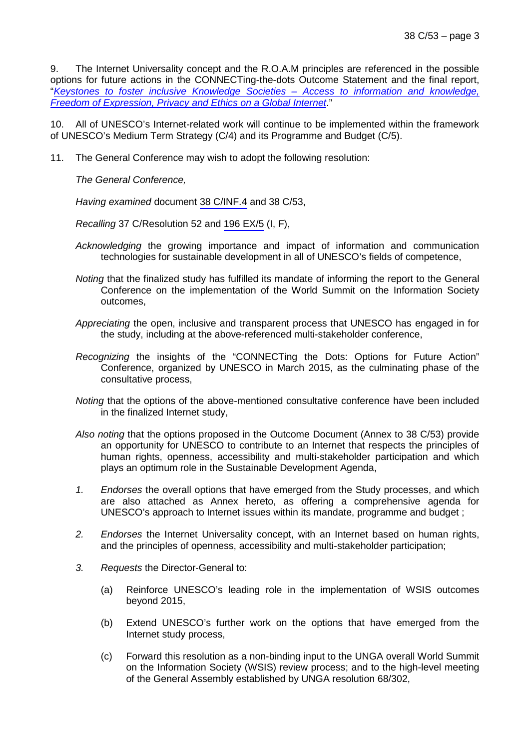9. The Internet Universality concept and the R.O.A.M principles are referenced in the possible options for future actions in the CONNECTing-the-dots Outcome Statement and the final report, "*Keystones to foster inclusive Knowledge Societies – Access to information and knowledge, Freedom of Expression, Privacy and Ethics on a Global Internet*."

10. All of UNESCO's Internet-related work will continue to be implemented within the framework of UNESCO's Medium Term Strategy (C/4) and its Programme and Budget (C/5).

11. The General Conference may wish to adopt the following resolution:

*The General Conference,*

*Having examined* document 38 C/INF.4 and 38 C/53,

*Recalling* 37 C/Resolution 52 and 196 EX/5 (I, F),

*Acknowledging* the growing importance and impact of information and communication technologies for sustainable development in all of UNESCO's fields of competence,

*Noting* that the finalized study has fulfilled its mandate of informing the report to the General Conference on the implementation of the World Summit on the Information Society outcomes,

*Appreciating* the open, inclusive and transparent process that UNESCO has engaged in for the study, including at the above-referenced multi-stakeholder conference,

*Recognizing* the insights of the "CONNECTing the Dots: Options for Future Action" Conference, organized by UNESCO in March 2015, as the culminating phase of the consultative process,

*Noting* that the options of the above-mentioned consultative conference have been included in the finalized Internet study,

*Also noting* that the options proposed in the Outcome Document (Annex to 38 C/53) provide an opportunity for UNESCO to contribute to an Internet that respects the principles of human rights, openness, accessibility and multi-stakeholder participation and which plays an optimum role in the Sustainable Development Agenda,

1. *Endorses* the overall options that have emerged from the Study processes, and which are also attached as Annex hereto, as offering a comprehensive agenda for UNESCO's approach to Internet issues within its mandate, programme and budget ;

2. *Endorses* the Internet Universality concept, with an Internet based on human rights, and the principles of openness, accessibility and multi-stakeholder participation;

3. *Requests* the Director-General to:

   (a) Reinforce UNESCO's leading role in the implementation of WSIS outcomes beyond 2015,

   (b) Extend UNESCO's further work on the options that have emerged from the Internet study process,

   (c) Forward this resolution as a non-binding input to the UNGA overall World Summit on the Information Society (WSIS) review process; and to the high-level meeting of the General Assembly established by UNGA resolution 68/302,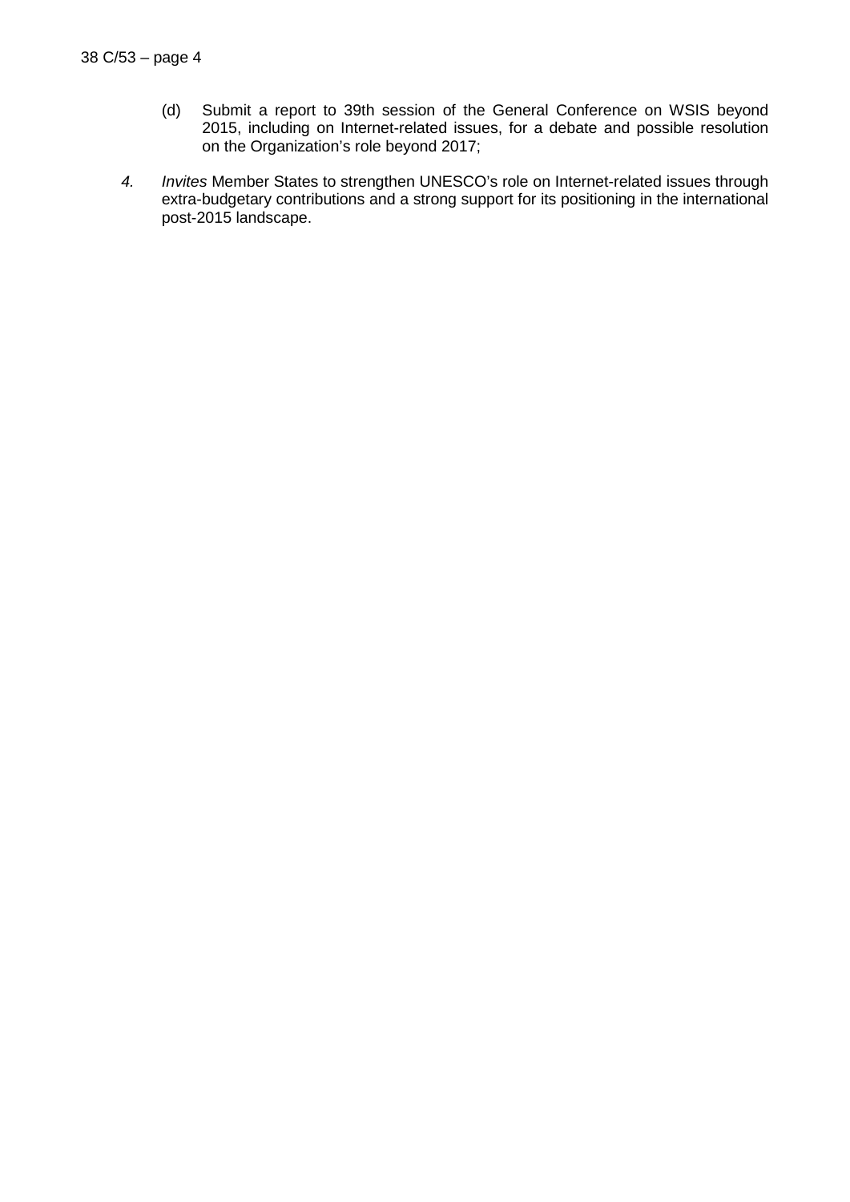(d) Submit a report to 39th session of the General Conference on WSIS beyond 2015, including on Internet-related issues, for a debate and possible resolution on the Organization's role beyond 2017;

4. *Invites* Member States to strengthen UNESCO's role on Internet-related issues through extra-budgetary contributions and a strong support for its positioning in the international post-2015 landscape.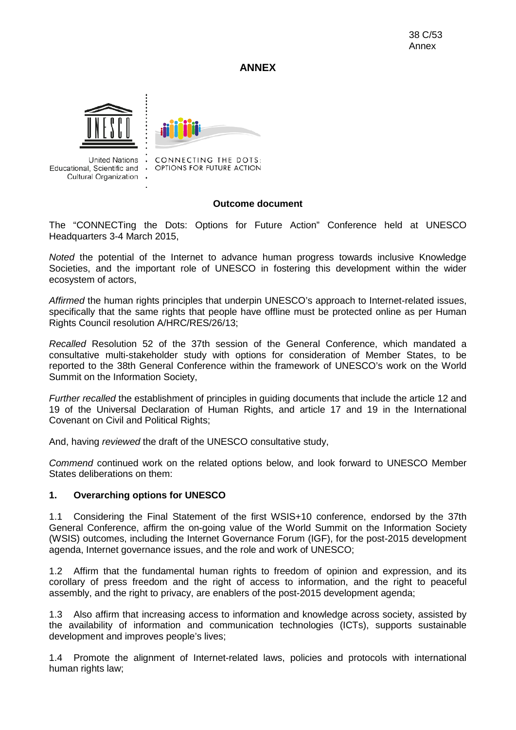## ANNEX

United Nations Educational, Scientific and Cultural Organization

CONNECTING THE DOTS: OPTIONS FOR FUTURE ACTION

**Outcome document**

The "CONNECTing the Dots: Options for Future Action" Conference held at UNESCO Headquarters 3-4 March 2015,

*Noted* the potential of the Internet to advance human progress towards inclusive Knowledge Societies, and the important role of UNESCO in fostering this development within the wider ecosystem of actors,

*Affirmed* the human rights principles that underpin UNESCO's approach to Internet-related issues, specifically that the same rights that people have offline must be protected online as per Human Rights Council resolution A/HRC/RES/26/13;

*Recalled* Resolution 52 of the 37th session of the General Conference, which mandated a consultative multi-stakeholder study with options for consideration of Member States, to be reported to the 38th General Conference within the framework of UNESCO's work on the World Summit on the Information Society,

*Further recalled* the establishment of principles in guiding documents that include the article 12 and 19 of the Universal Declaration of Human Rights, and article 17 and 19 in the International Covenant on Civil and Political Rights;

And, having *reviewed* the draft of the UNESCO consultative study,

*Commend* continued work on the related options below, and look forward to UNESCO Member States deliberations on them:

### 1. Overarching options for UNESCO

1.1 Considering the Final Statement of the first WSIS+10 conference, endorsed by the 37th General Conference, affirm the on-going value of the World Summit on the Information Society (WSIS) outcomes, including the Internet Governance Forum (IGF), for the post-2015 development agenda, Internet governance issues, and the role and work of UNESCO;

1.2 Affirm that the fundamental human rights to freedom of opinion and expression, and its corollary of press freedom and the right of access to information, and the right to peaceful assembly, and the right to privacy, are enablers of the post-2015 development agenda;

1.3 Also affirm that increasing access to information and knowledge across society, assisted by the availability of information and communication technologies (ICTs), supports sustainable development and improves people's lives;

1.4 Promote the alignment of Internet-related laws, policies and protocols with international human rights law;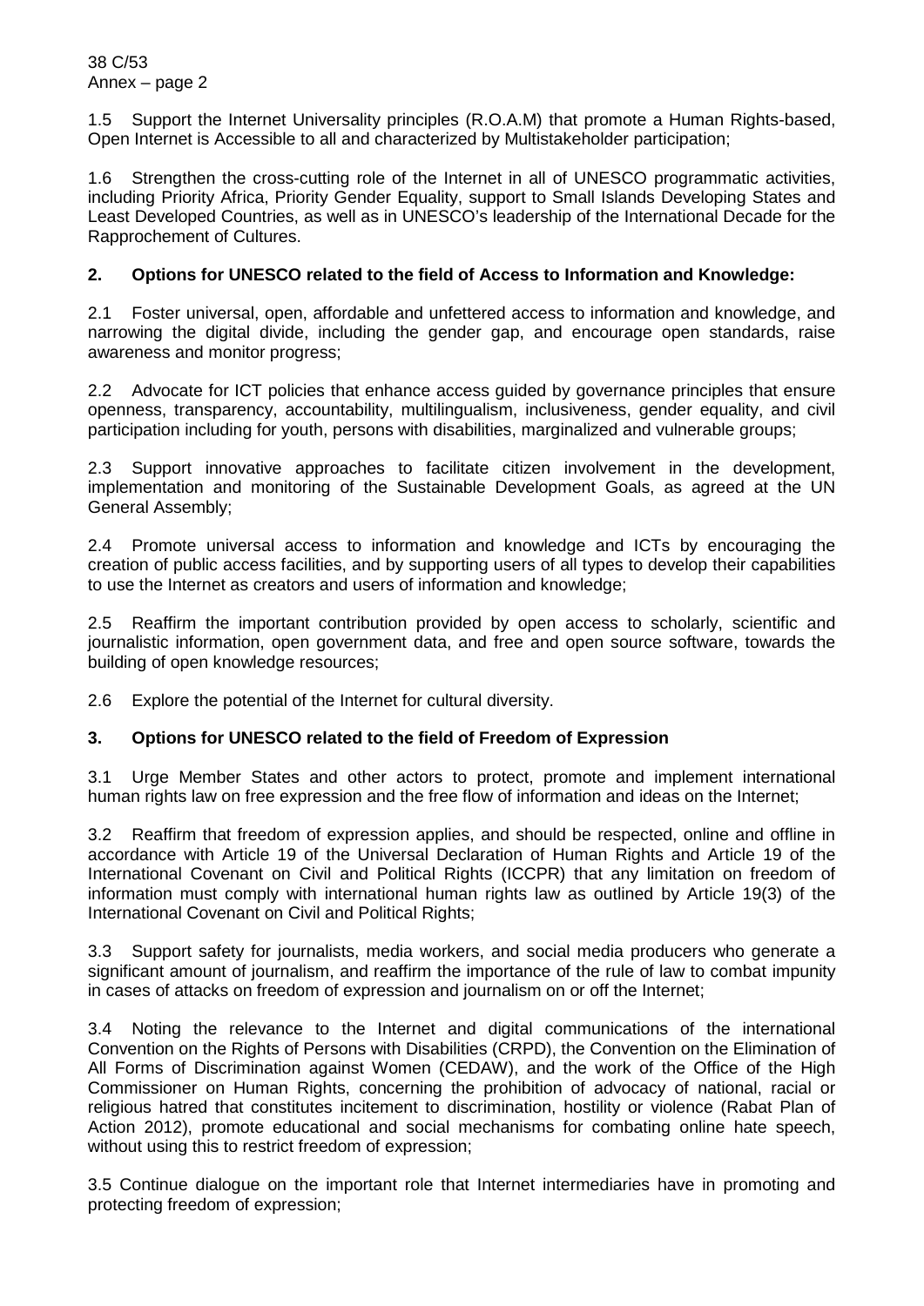1.5 Support the Internet Universality principles (R.O.A.M) that promote a Human Rights-based, Open Internet is Accessible to all and characterized by Multistakeholder participation;

1.6 Strengthen the cross-cutting role of the Internet in all of UNESCO programmatic activities, including Priority Africa, Priority Gender Equality, support to Small Islands Developing States and Least Developed Countries, as well as in UNESCO's leadership of the International Decade for the Rapprochement of Cultures.

**2. Options for UNESCO related to the field of Access to Information and Knowledge:**

2.1 Foster universal, open, affordable and unfettered access to information and knowledge, and narrowing the digital divide, including the gender gap, and encourage open standards, raise awareness and monitor progress;

2.2 Advocate for ICT policies that enhance access guided by governance principles that ensure openness, transparency, accountability, multilingualism, inclusiveness, gender equality, and civil participation including for youth, persons with disabilities, marginalized and vulnerable groups;

2.3 Support innovative approaches to facilitate citizen involvement in the development, implementation and monitoring of the Sustainable Development Goals, as agreed at the UN General Assembly;

2.4 Promote universal access to information and knowledge and ICTs by encouraging the creation of public access facilities, and by supporting users of all types to develop their capabilities to use the Internet as creators and users of information and knowledge;

2.5 Reaffirm the important contribution provided by open access to scholarly, scientific and journalistic information, open government data, and free and open source software, towards the building of open knowledge resources;

2.6 Explore the potential of the Internet for cultural diversity.

**3. Options for UNESCO related to the field of Freedom of Expression**

3.1 Urge Member States and other actors to protect, promote and implement international human rights law on free expression and the free flow of information and ideas on the Internet;

3.2 Reaffirm that freedom of expression applies, and should be respected, online and offline in accordance with Article 19 of the Universal Declaration of Human Rights and Article 19 of the International Covenant on Civil and Political Rights (ICCPR) that any limitation on freedom of information must comply with international human rights law as outlined by Article 19(3) of the International Covenant on Civil and Political Rights;

3.3 Support safety for journalists, media workers, and social media producers who generate a significant amount of journalism, and reaffirm the importance of the rule of law to combat impunity in cases of attacks on freedom of expression and journalism on or off the Internet;

3.4 Noting the relevance to the Internet and digital communications of the international Convention on the Rights of Persons with Disabilities (CRPD), the Convention on the Elimination of All Forms of Discrimination against Women (CEDAW), and the work of the Office of the High Commissioner on Human Rights, concerning the prohibition of advocacy of national, racial or religious hatred that constitutes incitement to discrimination, hostility or violence (Rabat Plan of Action 2012), promote educational and social mechanisms for combating online hate speech, without using this to restrict freedom of expression;

3.5 Continue dialogue on the important role that Internet intermediaries have in promoting and protecting freedom of expression;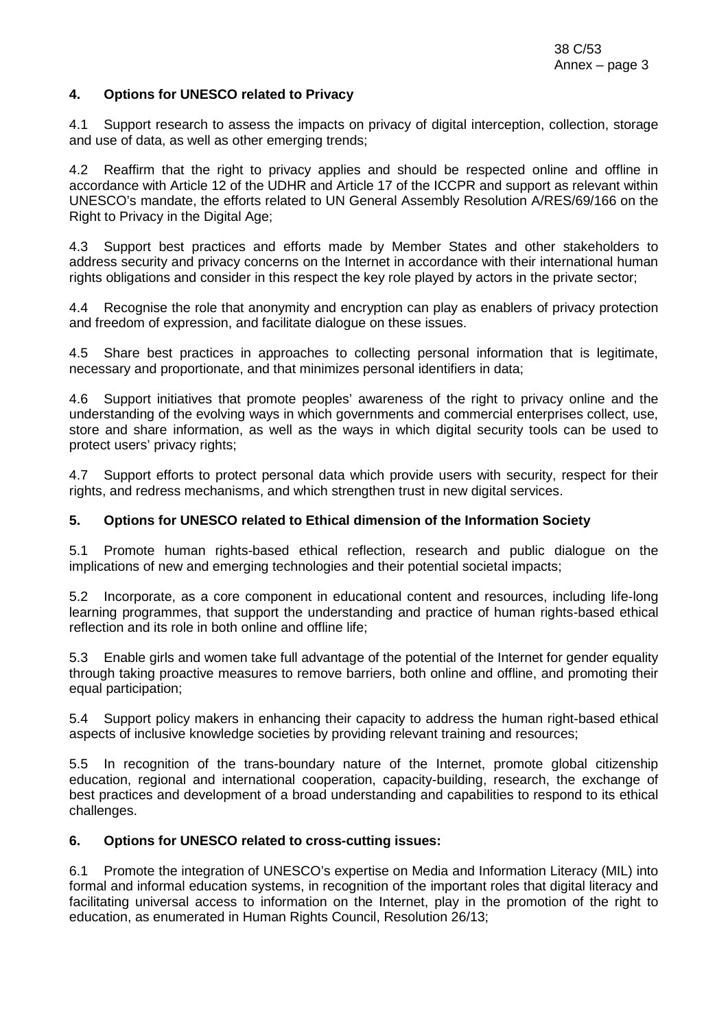## 4. Options for UNESCO related to Privacy

4.1 Support research to assess the impacts on privacy of digital interception, collection, storage and use of data, as well as other emerging trends;

4.2 Reaffirm that the right to privacy applies and should be respected online and offline in accordance with Article 12 of the UDHR and Article 17 of the ICCPR and support as relevant within UNESCO's mandate, the efforts related to UN General Assembly Resolution A/RES/69/166 on the Right to Privacy in the Digital Age;

4.3 Support best practices and efforts made by Member States and other stakeholders to address security and privacy concerns on the Internet in accordance with their international human rights obligations and consider in this respect the key role played by actors in the private sector;

4.4 Recognise the role that anonymity and encryption can play as enablers of privacy protection and freedom of expression, and facilitate dialogue on these issues.

4.5 Share best practices in approaches to collecting personal information that is legitimate, necessary and proportionate, and that minimizes personal identifiers in data;

4.6 Support initiatives that promote peoples' awareness of the right to privacy online and the understanding of the evolving ways in which governments and commercial enterprises collect, use, store and share information, as well as the ways in which digital security tools can be used to protect users' privacy rights;

4.7 Support efforts to protect personal data which provide users with security, respect for their rights, and redress mechanisms, and which strengthen trust in new digital services.

## 5. Options for UNESCO related to Ethical dimension of the Information Society

5.1 Promote human rights-based ethical reflection, research and public dialogue on the implications of new and emerging technologies and their potential societal impacts;

5.2 Incorporate, as a core component in educational content and resources, including life-long learning programmes, that support the understanding and practice of human rights-based ethical reflection and its role in both online and offline life;

5.3 Enable girls and women take full advantage of the potential of the Internet for gender equality through taking proactive measures to remove barriers, both online and offline, and promoting their equal participation;

5.4 Support policy makers in enhancing their capacity to address the human right-based ethical aspects of inclusive knowledge societies by providing relevant training and resources;

5.5 In recognition of the trans-boundary nature of the Internet, promote global citizenship education, regional and international cooperation, capacity-building, research, the exchange of best practices and development of a broad understanding and capabilities to respond to its ethical challenges.

## 6. Options for UNESCO related to cross-cutting issues:

6.1 Promote the integration of UNESCO's expertise on Media and Information Literacy (MIL) into formal and informal education systems, in recognition of the important roles that digital literacy and facilitating universal access to information on the Internet, play in the promotion of the right to education, as enumerated in Human Rights Council, Resolution 26/13;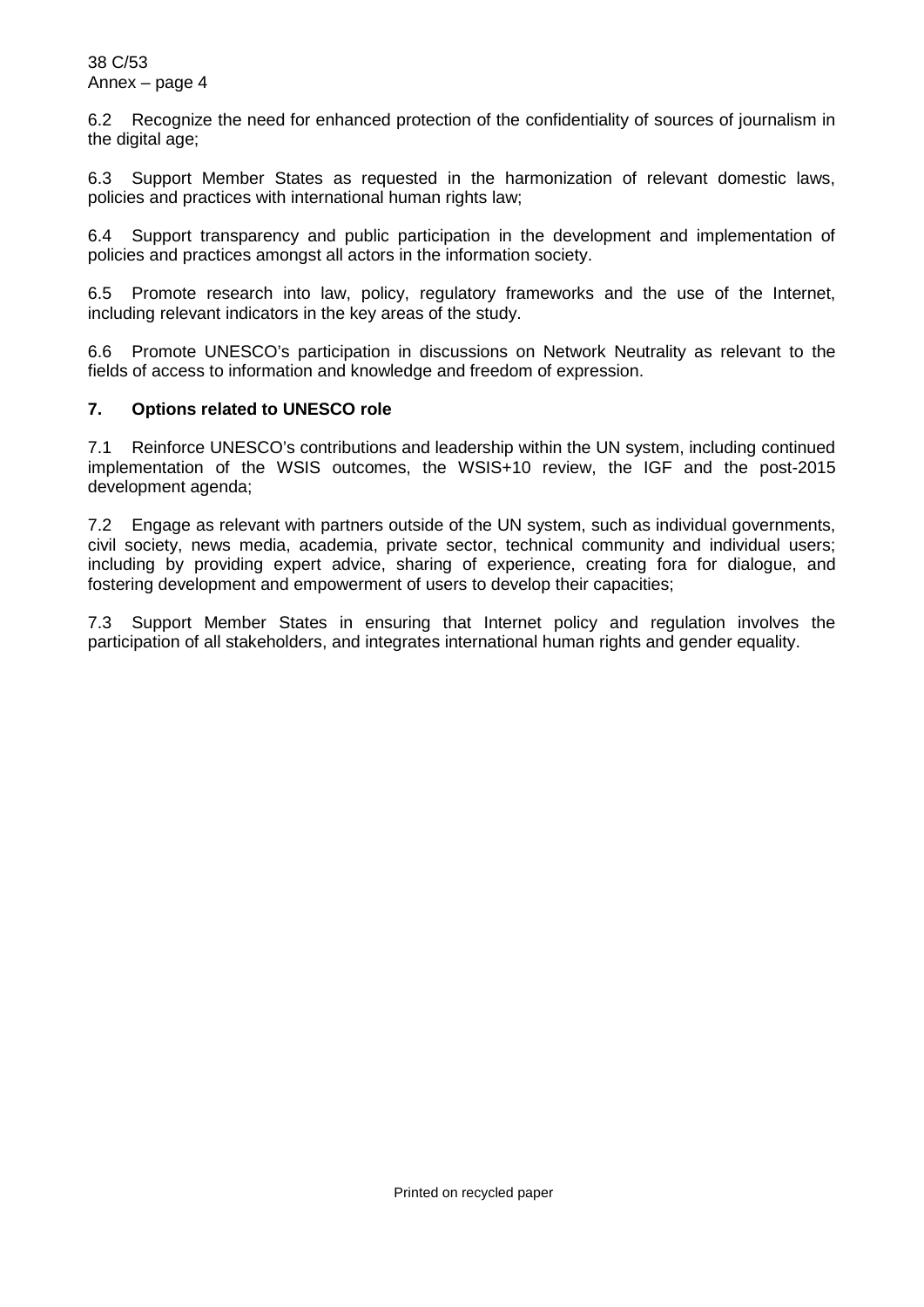6.2 Recognize the need for enhanced protection of the confidentiality of sources of journalism in the digital age;

6.3 Support Member States as requested in the harmonization of relevant domestic laws, policies and practices with international human rights law;

6.4 Support transparency and public participation in the development and implementation of policies and practices amongst all actors in the information society.

6.5 Promote research into law, policy, regulatory frameworks and the use of the Internet, including relevant indicators in the key areas of the study.

6.6 Promote UNESCO's participation in discussions on Network Neutrality as relevant to the fields of access to information and knowledge and freedom of expression.

### 7. Options related to UNESCO role

7.1 Reinforce UNESCO's contributions and leadership within the UN system, including continued implementation of the WSIS outcomes, the WSIS+10 review, the IGF and the post-2015 development agenda;

7.2 Engage as relevant with partners outside of the UN system, such as individual governments, civil society, news media, academia, private sector, technical community and individual users; including by providing expert advice, sharing of experience, creating fora for dialogue, and fostering development and empowerment of users to develop their capacities;

7.3 Support Member States in ensuring that Internet policy and regulation involves the participation of all stakeholders, and integrates international human rights and gender equality.

Printed on recycled paper